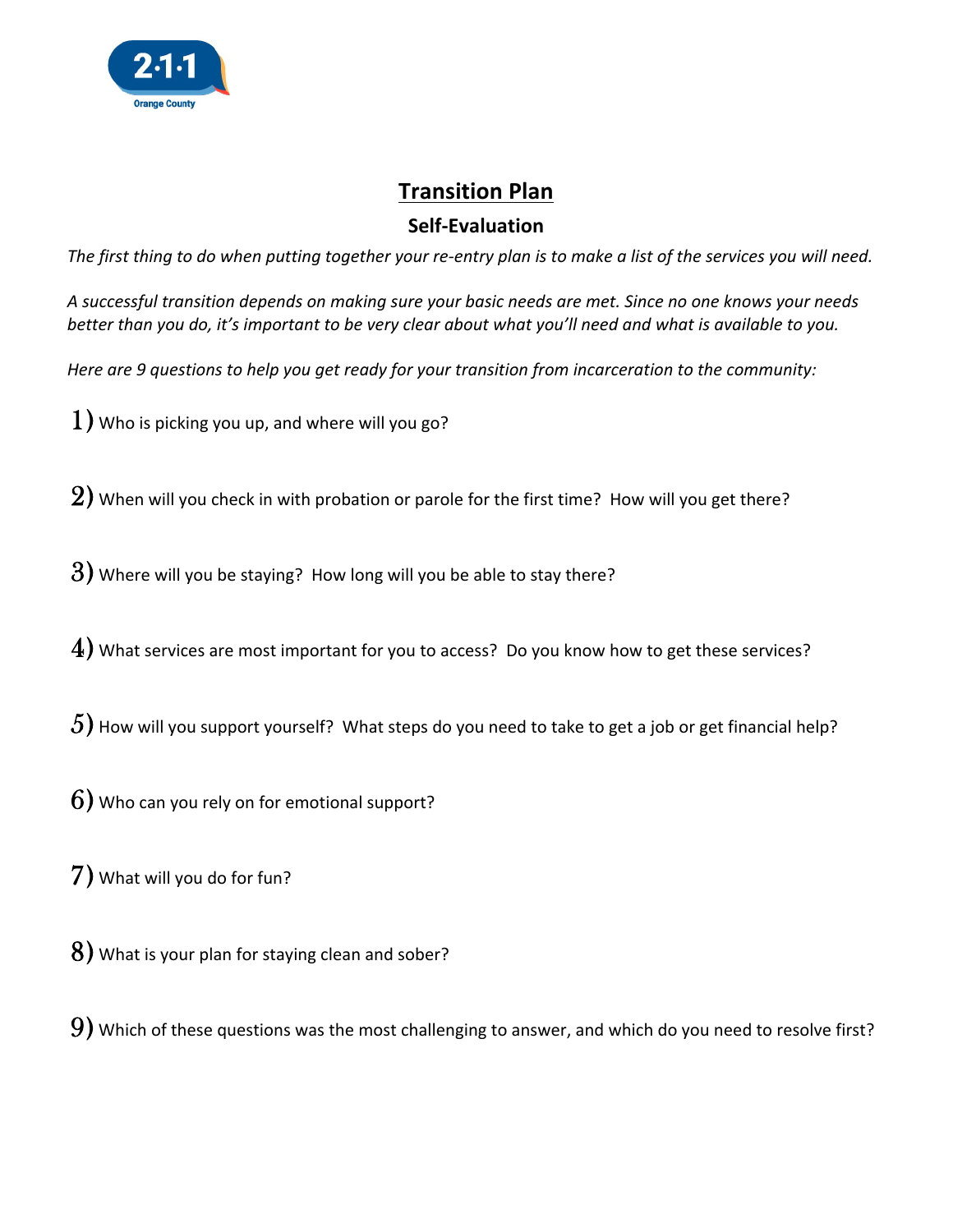2·1·1 Orange County

# Transition Plan

## Self-Evaluation

*The first thing to do when putting together your re-entry plan is to make a list of the services you will need.*

*A successful transition depends on making sure your basic needs are met. Since no one knows your needs better than you do, it's important to be very clear about what you'll need and what is available to you.*

*Here are 9 questions to help you get ready for your transition from incarceration to the community:*

1) Who is picking you up, and where will you go?

2) When will you check in with probation or parole for the first time? How will you get there?

3) Where will you be staying? How long will you be able to stay there?

4) What services are most important for you to access? Do you know how to get these services?

5) How will you support yourself? What steps do you need to take to get a job or get financial help?

6) Who can you rely on for emotional support?

7) What will you do for fun?

8) What is your plan for staying clean and sober?

9) Which of these questions was the most challenging to answer, and which do you need to resolve first?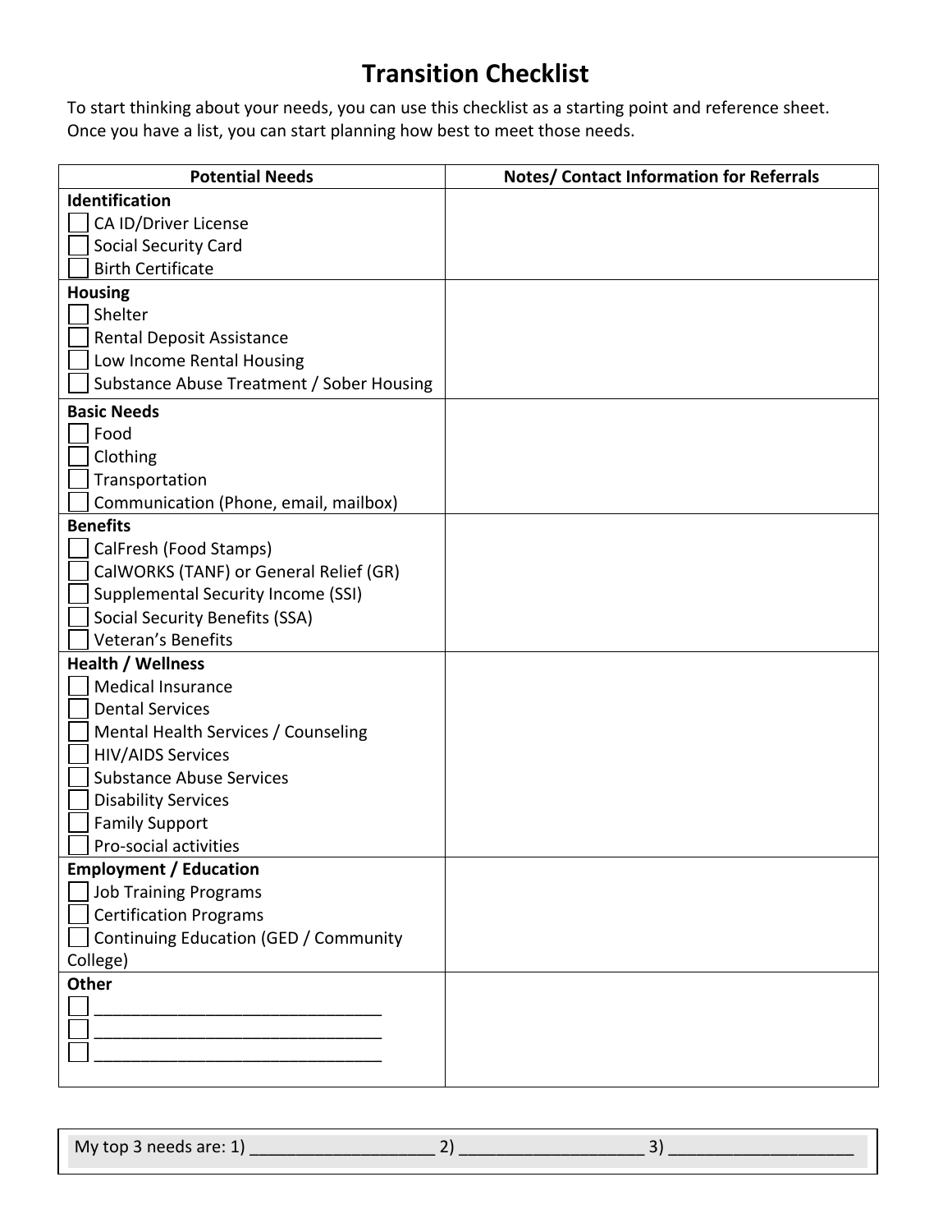# Transition Checklist

To start thinking about your needs, you can use this checklist as a starting point and reference sheet. Once you have a list, you can start planning how best to meet those needs.

| Potential Needs | Notes/ Contact Information for Referrals |
|---|---|
| **Identification**<br>☐ CA ID/Driver License<br>☐ Social Security Card<br>☐ Birth Certificate | |
| **Housing**<br>☐ Shelter<br>☐ Rental Deposit Assistance<br>☐ Low Income Rental Housing<br>☐ Substance Abuse Treatment / Sober Housing | |
| **Basic Needs**<br>☐ Food<br>☐ Clothing<br>☐ Transportation<br>☐ Communication (Phone, email, mailbox) | |
| **Benefits**<br>☐ CalFresh (Food Stamps)<br>☐ CalWORKS (TANF) or General Relief (GR)<br>☐ Supplemental Security Income (SSI)<br>☐ Social Security Benefits (SSA)<br>☐ Veteran's Benefits | |
| **Health / Wellness**<br>☐ Medical Insurance<br>☐ Dental Services<br>☐ Mental Health Services / Counseling<br>☐ HIV/AIDS Services<br>☐ Substance Abuse Services<br>☐ Disability Services<br>☐ Family Support<br>☐ Pro-social activities | |
| **Employment / Education**<br>☐ Job Training Programs<br>☐ Certification Programs<br>☐ Continuing Education (GED / Community College) | |
| **Other**<br>☐ _______________________________<br>☐ _______________________________<br>☐ _______________________________ | |

My top 3 needs are: 1) ____________________ 2) ____________________ 3) ____________________